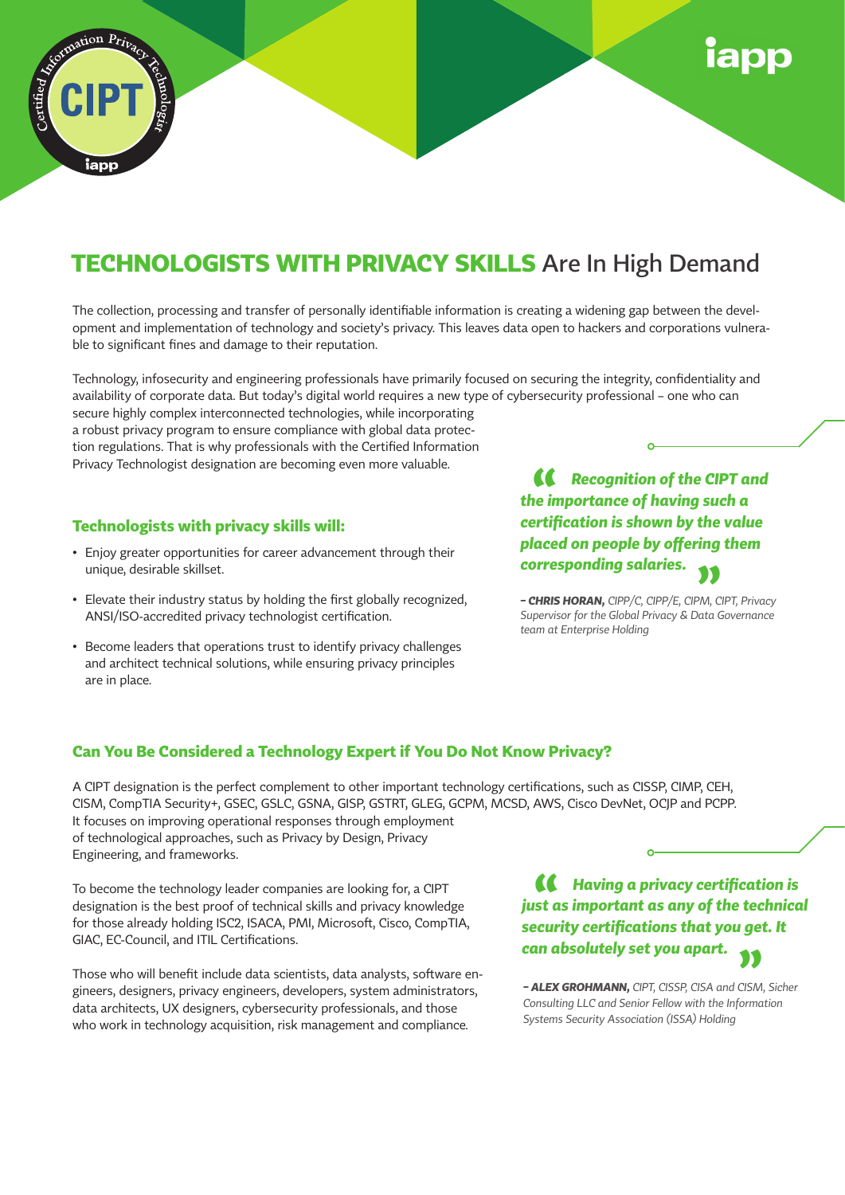# TECHNOLOGISTS WITH PRIVACY SKILLS Are In High Demand

The collection, processing and transfer of personally identifiable information is creating a widening gap between the development and implementation of technology and society's privacy. This leaves data open to hackers and corporations vulnerable to significant fines and damage to their reputation.

Technology, infosecurity and engineering professionals have primarily focused on securing the integrity, confidentiality and availability of corporate data. But today's digital world requires a new type of cybersecurity professional – one who can secure highly complex interconnected technologies, while incorporating a robust privacy program to ensure compliance with global data protection regulations. That is why professionals with the Certified Information Privacy Technologist designation are becoming even more valuable.

> ***"Recognition of the CIPT and the importance of having such a certification is shown by the value placed on people by offering them corresponding salaries."***
>
> *– **CHRIS HORAN,** CIPP/C, CIPP/E, CIPM, CIPT, Privacy Supervisor for the Global Privacy & Data Governance team at Enterprise Holding*

## Technologists with privacy skills will:

- Enjoy greater opportunities for career advancement through their unique, desirable skillset.
- Elevate their industry status by holding the first globally recognized, ANSI/ISO-accredited privacy technologist certification.
- Become leaders that operations trust to identify privacy challenges and architect technical solutions, while ensuring privacy principles are in place.

## Can You Be Considered a Technology Expert if You Do Not Know Privacy?

A CIPT designation is the perfect complement to other important technology certifications, such as CISSP, CIMP, CEH, CISM, CompTIA Security+, GSEC, GSLC, GSNA, GISP, GSTRT, GLEG, GCPM, MCSD, AWS, Cisco DevNet, OCJP and PCPP. It focuses on improving operational responses through employment of technological approaches, such as Privacy by Design, Privacy Engineering, and frameworks.

To become the technology leader companies are looking for, a CIPT designation is the best proof of technical skills and privacy knowledge for those already holding ISC2, ISACA, PMI, Microsoft, Cisco, CompTIA, GIAC, EC-Council, and ITIL Certifications.

Those who will benefit include data scientists, data analysts, software engineers, designers, privacy engineers, developers, system administrators, data architects, UX designers, cybersecurity professionals, and those who work in technology acquisition, risk management and compliance.

> ***"Having a privacy certification is just as important as any of the technical security certifications that you get. It can absolutely set you apart."***
>
> *– **ALEX GROHMANN,** CIPT, CISSP, CISA and CISM, Sicher Consulting LLC and Senior Fellow with the Information Systems Security Association (ISSA) Holding*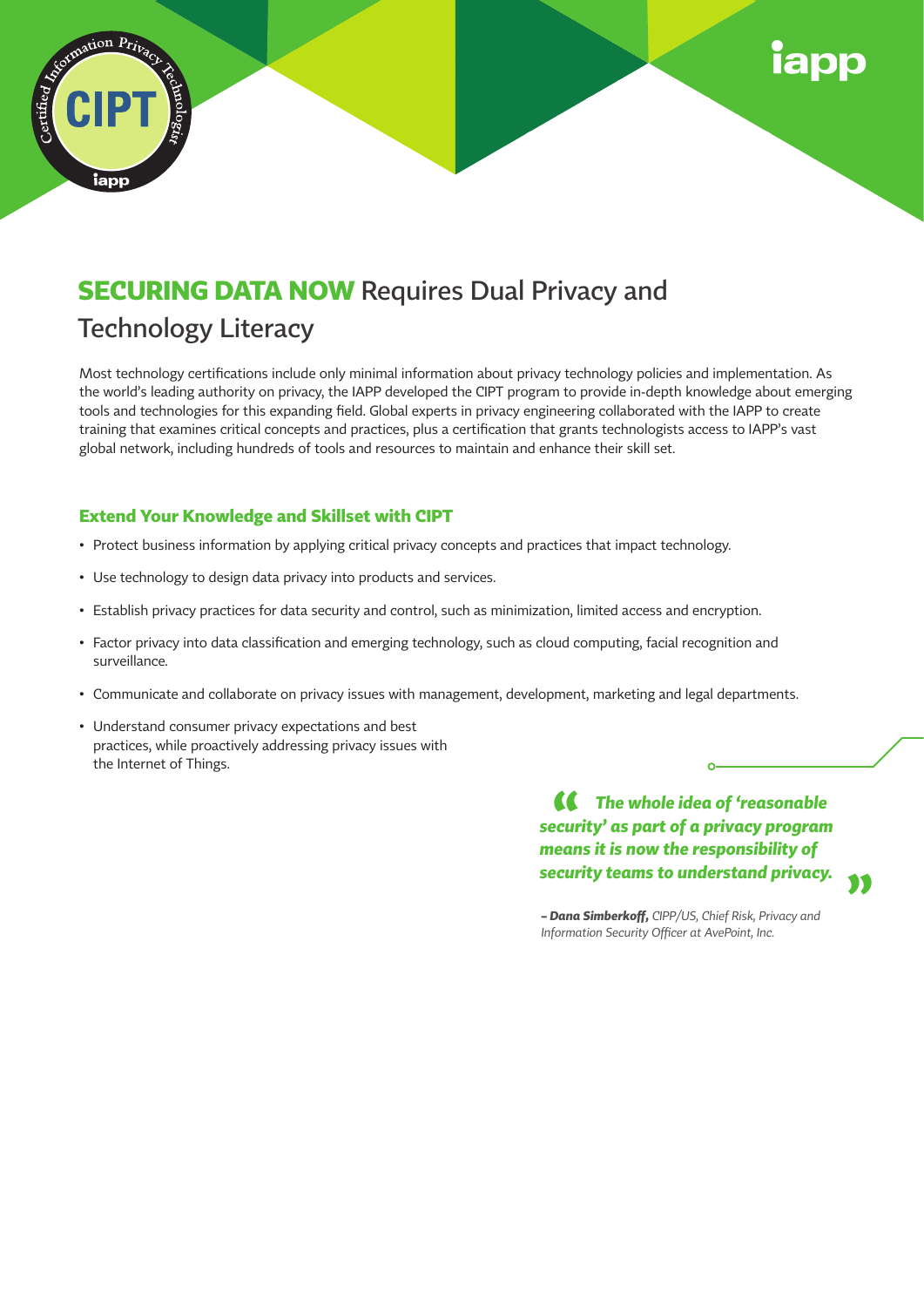# **SECURING DATA NOW** Requires Dual Privacy and Technology Literacy

Most technology certifications include only minimal information about privacy technology policies and implementation. As the world's leading authority on privacy, the IAPP developed the CIPT program to provide in-depth knowledge about emerging tools and technologies for this expanding field. Global experts in privacy engineering collaborated with the IAPP to create training that examines critical concepts and practices, plus a certification that grants technologists access to IAPP's vast global network, including hundreds of tools and resources to maintain and enhance their skill set.

## Extend Your Knowledge and Skillset with CIPT

- Protect business information by applying critical privacy concepts and practices that impact technology.
- Use technology to design data privacy into products and services.
- Establish privacy practices for data security and control, such as minimization, limited access and encryption.
- Factor privacy into data classification and emerging technology, such as cloud computing, facial recognition and surveillance.
- Communicate and collaborate on privacy issues with management, development, marketing and legal departments.
- Understand consumer privacy expectations and best practices, while proactively addressing privacy issues with the Internet of Things.

> ***"The whole idea of 'reasonable security' as part of a privacy program means it is now the responsibility of security teams to understand privacy."***
>
> *– **Dana Simberkoff,** CIPP/US, Chief Risk, Privacy and Information Security Officer at AvePoint, Inc.*